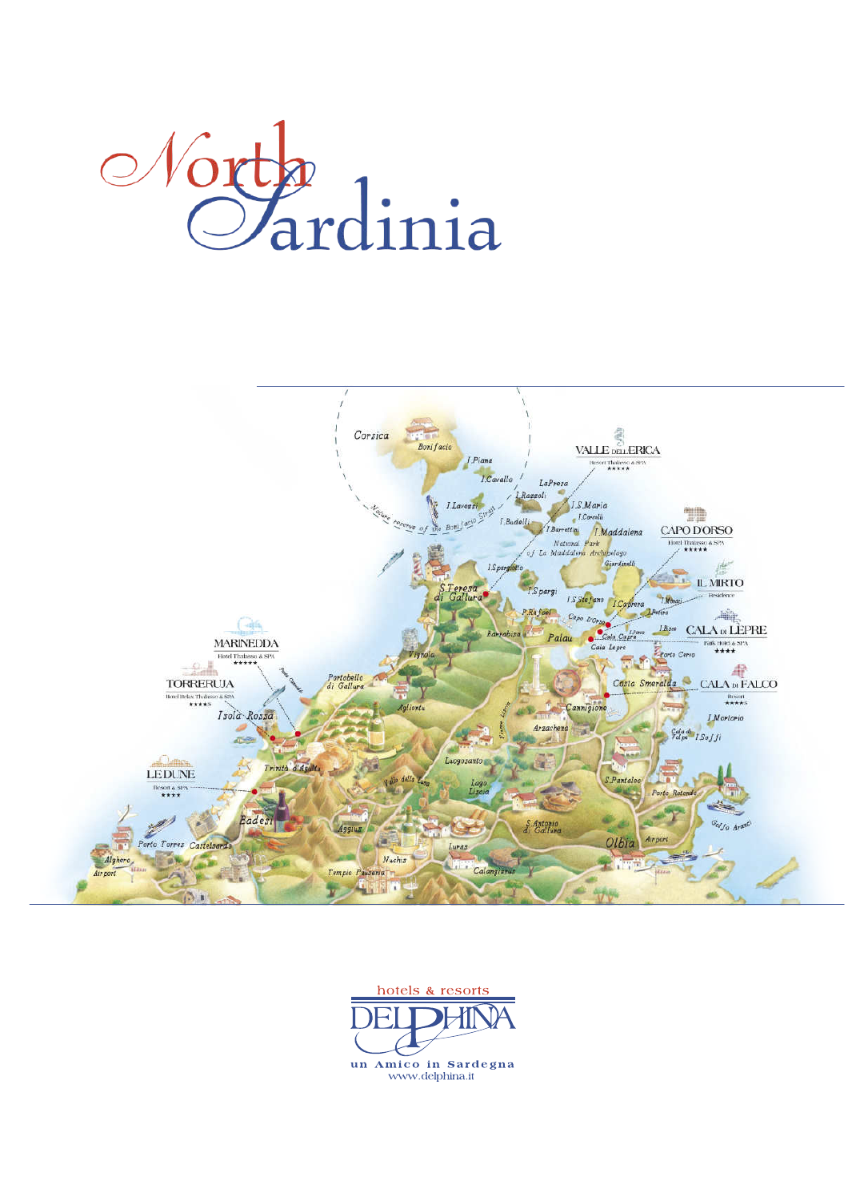# North Sardinia

hotels & resorts

DELPHINA

un Amico in Sardegna

www.delphina.it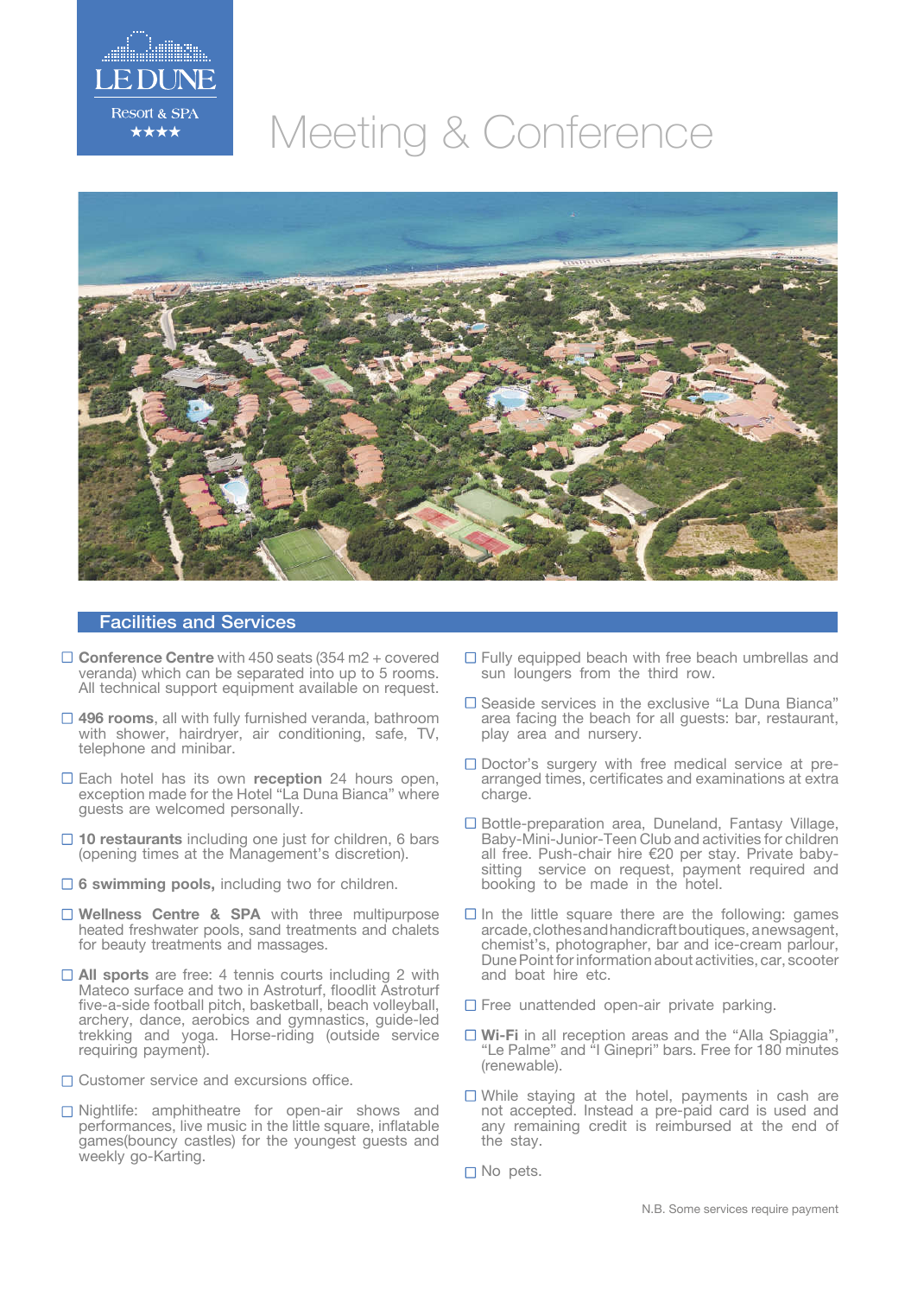LE DUNE

Resort & SPA ★★★★

# Meeting & Conference

## Facilities and Services

- **Conference Centre** with 450 seats (354 m2 + covered veranda) which can be separated into up to 5 rooms. All technical support equipment available on request.
- **496 rooms**, all with fully furnished veranda, bathroom with shower, hairdryer, air conditioning, safe, TV, telephone and minibar.
- Each hotel has its own **reception** 24 hours open, exception made for the Hotel "La Duna Bianca" where guests are welcomed personally.
- **10 restaurants** including one just for children, 6 bars (opening times at the Management's discretion).
- **6 swimming pools,** including two for children.
- **Wellness Centre & SPA** with three multipurpose heated freshwater pools, sand treatments and chalets for beauty treatments and massages.
- **All sports** are free: 4 tennis courts including 2 with Mateco surface and two in Astroturf, floodlit Astroturf five-a-side football pitch, basketball, beach volleyball, archery, dance, aerobics and gymnastics, guide-led trekking and yoga. Horse-riding (outside service requiring payment).
- Customer service and excursions office.
- Nightlife: amphitheatre for open-air shows and performances, live music in the little square, inflatable games(bouncy castles) for the youngest guests and weekly go-Karting.
- Fully equipped beach with free beach umbrellas and sun loungers from the third row.
- Seaside services in the exclusive "La Duna Bianca" area facing the beach for all guests: bar, restaurant, play area and nursery.
- Doctor's surgery with free medical service at pre-arranged times, certificates and examinations at extra charge.
- Bottle-preparation area, Duneland, Fantasy Village, Baby-Mini-Junior-Teen Club and activities for children all free. Push-chair hire €20 per stay. Private baby-sitting service on request, payment required and booking to be made in the hotel.
- In the little square there are the following: games arcade, clothes and handicraft boutiques, a newsagent, chemist's, photographer, bar and ice-cream parlour, Dune Point for information about activities, car, scooter and boat hire etc.
- Free unattended open-air private parking.
- **Wi-Fi** in all reception areas and the "Alla Spiaggia", "Le Palme" and "I Ginepri" bars. Free for 180 minutes (renewable).
- While staying at the hotel, payments in cash are not accepted. Instead a pre-paid card is used and any remaining credit is reimbursed at the end of the stay.
- No pets.

N.B. Some services require payment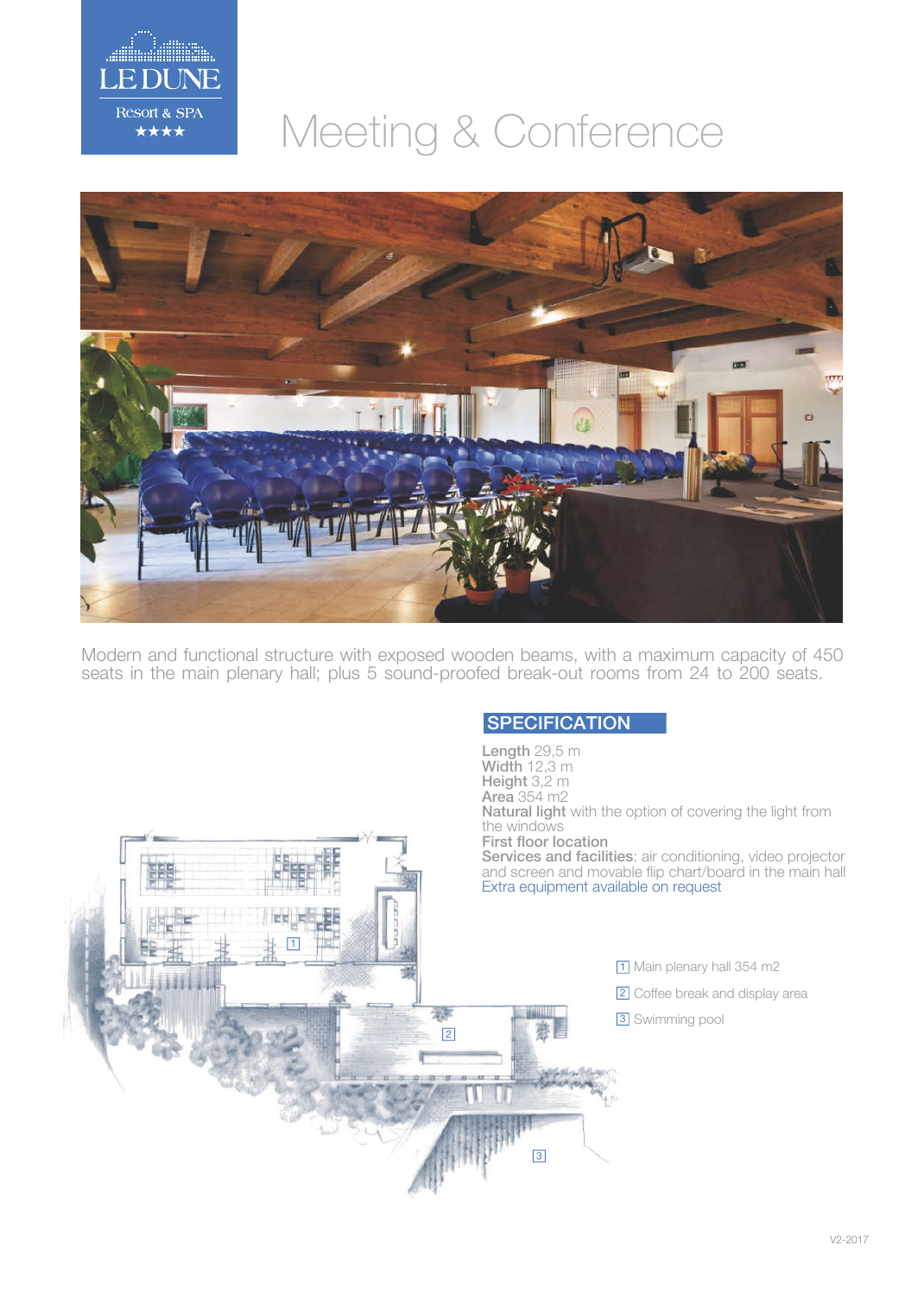LE DUNE

Resort & SPA

★★★★

# Meeting & Conference

Modern and functional structure with exposed wooden beams, with a maximum capacity of 450 seats in the main plenary hall; plus 5 sound-proofed break-out rooms from 24 to 200 seats.

## SPECIFICATION

**Length** 29,5 m
**Width** 12,3 m
**Height** 3,2 m
**Area** 354 m2
**Natural light** with the option of covering the light from the windows
**First floor location**
**Services and facilities**: air conditioning, video projector and screen and movable flip chart/board in the main hall
Extra equipment available on request

1 Main plenary hall 354 m2

2 Coffee break and display area

3 Swimming pool

V2-2017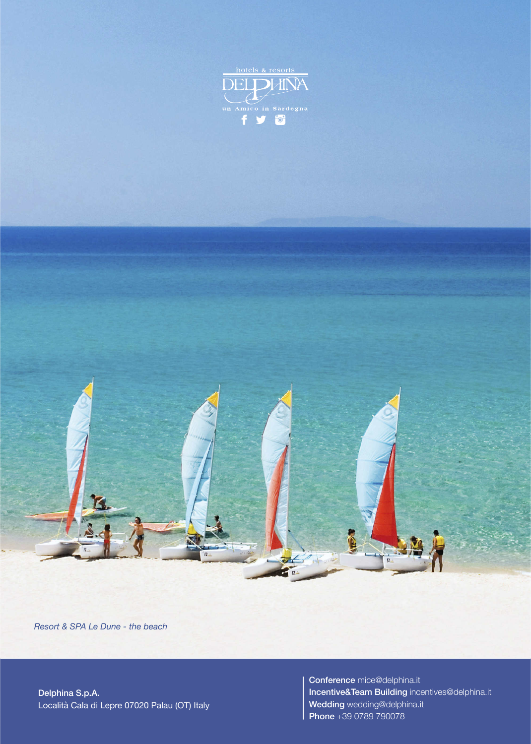hotels & resorts

DELPHINA

un Amico in Sardegna

*Resort & SPA Le Dune - the beach*

**Delphina S.p.A.**
Località Cala di Lepre 07020 Palau (OT) Italy

**Conference** mice@delphina.it
**Incentive&Team Building** incentives@delphina.it
**Wedding** wedding@delphina.it
**Phone** +39 0789 790078